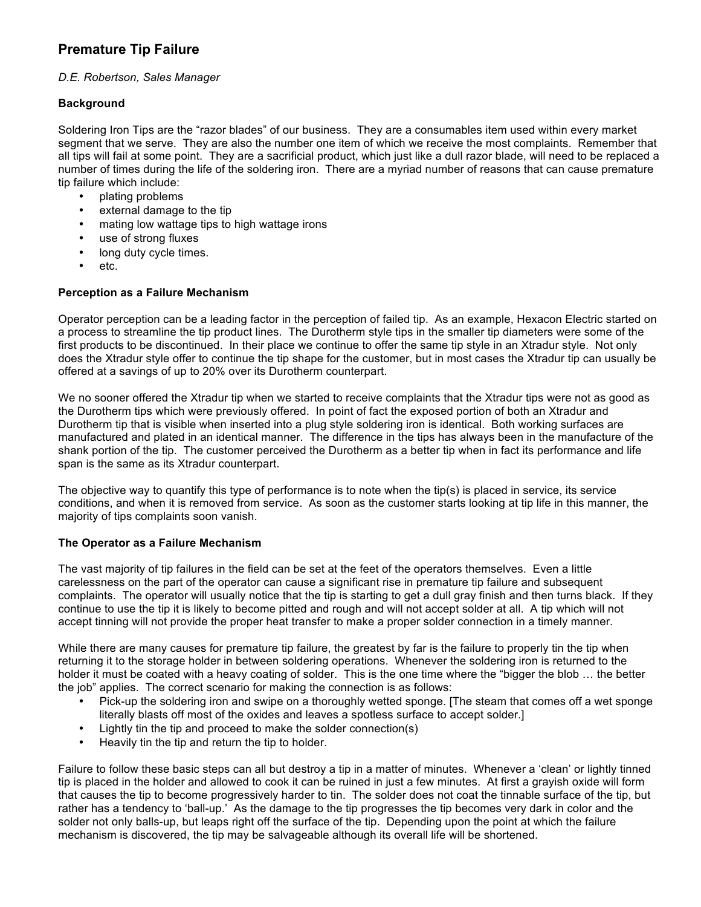# Premature Tip Failure

*D.E. Robertson, Sales Manager*

**Background**

Soldering Iron Tips are the "razor blades" of our business. They are a consumables item used within every market segment that we serve. They are also the number one item of which we receive the most complaints. Remember that all tips will fail at some point. They are a sacrificial product, which just like a dull razor blade, will need to be replaced a number of times during the life of the soldering iron. There are a myriad number of reasons that can cause premature tip failure which include:

- plating problems
- external damage to the tip
- mating low wattage tips to high wattage irons
- use of strong fluxes
- long duty cycle times.
- etc.

**Perception as a Failure Mechanism**

Operator perception can be a leading factor in the perception of failed tip. As an example, Hexacon Electric started on a process to streamline the tip product lines. The Durotherm style tips in the smaller tip diameters were some of the first products to be discontinued. In their place we continue to offer the same tip style in an Xtradur style. Not only does the Xtradur style offer to continue the tip shape for the customer, but in most cases the Xtradur tip can usually be offered at a savings of up to 20% over its Durotherm counterpart.

We no sooner offered the Xtradur tip when we started to receive complaints that the Xtradur tips were not as good as the Durotherm tips which were previously offered. In point of fact the exposed portion of both an Xtradur and Durotherm tip that is visible when inserted into a plug style soldering iron is identical. Both working surfaces are manufactured and plated in an identical manner. The difference in the tips has always been in the manufacture of the shank portion of the tip. The customer perceived the Durotherm as a better tip when in fact its performance and life span is the same as its Xtradur counterpart.

The objective way to quantify this type of performance is to note when the tip(s) is placed in service, its service conditions, and when it is removed from service. As soon as the customer starts looking at tip life in this manner, the majority of tips complaints soon vanish.

**The Operator as a Failure Mechanism**

The vast majority of tip failures in the field can be set at the feet of the operators themselves. Even a little carelessness on the part of the operator can cause a significant rise in premature tip failure and subsequent complaints. The operator will usually notice that the tip is starting to get a dull gray finish and then turns black. If they continue to use the tip it is likely to become pitted and rough and will not accept solder at all. A tip which will not accept tinning will not provide the proper heat transfer to make a proper solder connection in a timely manner.

While there are many causes for premature tip failure, the greatest by far is the failure to properly tin the tip when returning it to the storage holder in between soldering operations. Whenever the soldering iron is returned to the holder it must be coated with a heavy coating of solder. This is the one time where the "bigger the blob … the better the job" applies. The correct scenario for making the connection is as follows:

- Pick-up the soldering iron and swipe on a thoroughly wetted sponge. [The steam that comes off a wet sponge literally blasts off most of the oxides and leaves a spotless surface to accept solder.]
- Lightly tin the tip and proceed to make the solder connection(s)
- Heavily tin the tip and return the tip to holder.

Failure to follow these basic steps can all but destroy a tip in a matter of minutes. Whenever a 'clean' or lightly tinned tip is placed in the holder and allowed to cook it can be ruined in just a few minutes. At first a grayish oxide will form that causes the tip to become progressively harder to tin. The solder does not coat the tinnable surface of the tip, but rather has a tendency to 'ball-up.' As the damage to the tip progresses the tip becomes very dark in color and the solder not only balls-up, but leaps right off the surface of the tip. Depending upon the point at which the failure mechanism is discovered, the tip may be salvageable although its overall life will be shortened.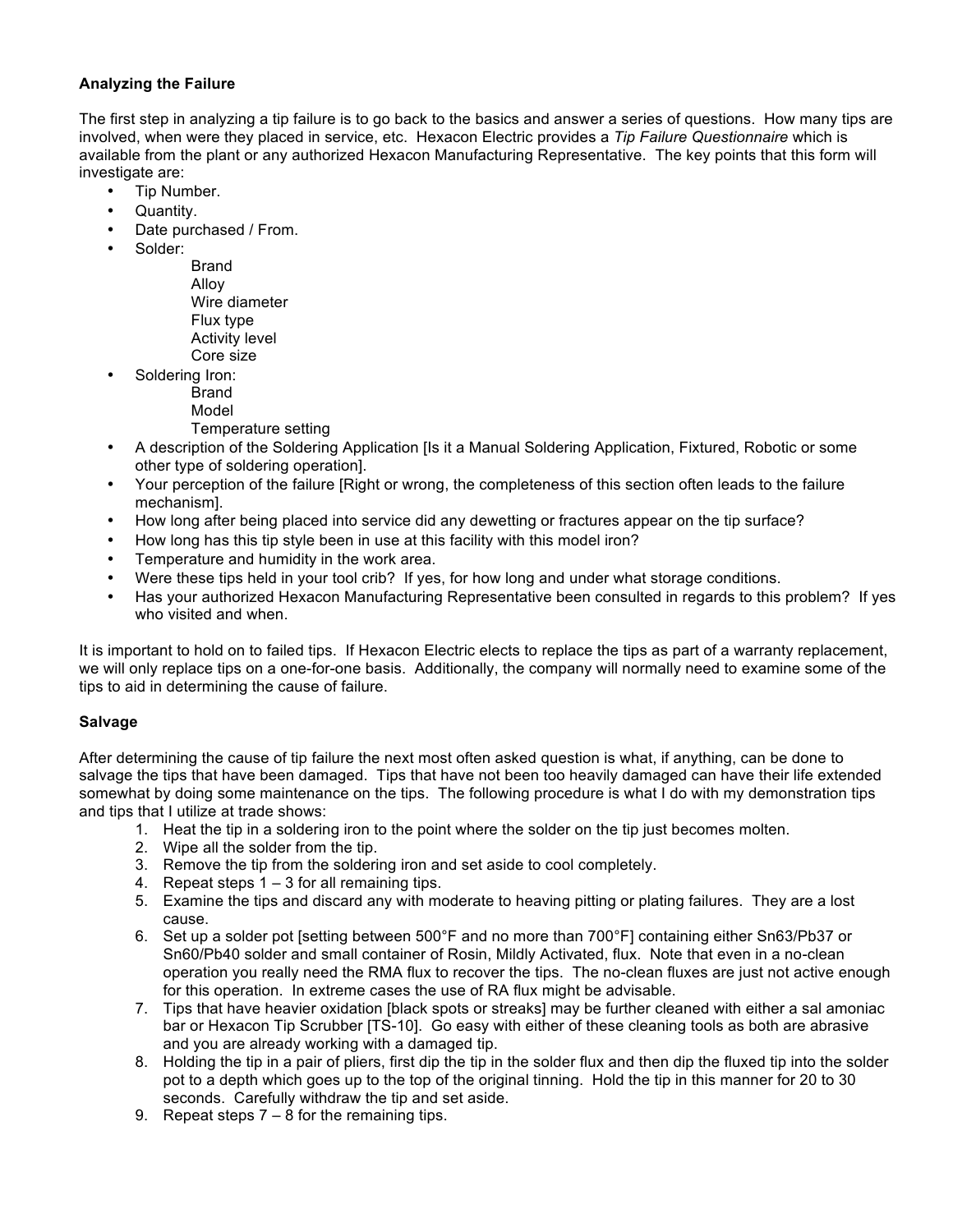**Analyzing the Failure**

The first step in analyzing a tip failure is to go back to the basics and answer a series of questions. How many tips are involved, when were they placed in service, etc. Hexacon Electric provides a *Tip Failure Questionnaire* which is available from the plant or any authorized Hexacon Manufacturing Representative. The key points that this form will investigate are:

- Tip Number.
- Quantity.
- Date purchased / From.
- Solder:
  - Brand
  - Alloy
  - Wire diameter
  - Flux type
  - Activity level
  - Core size
- Soldering Iron:
  - Brand
  - Model
  - Temperature setting
- A description of the Soldering Application [Is it a Manual Soldering Application, Fixtured, Robotic or some other type of soldering operation].
- Your perception of the failure [Right or wrong, the completeness of this section often leads to the failure mechanism].
- How long after being placed into service did any dewetting or fractures appear on the tip surface?
- How long has this tip style been in use at this facility with this model iron?
- Temperature and humidity in the work area.
- Were these tips held in your tool crib? If yes, for how long and under what storage conditions.
- Has your authorized Hexacon Manufacturing Representative been consulted in regards to this problem? If yes who visited and when.

It is important to hold on to failed tips. If Hexacon Electric elects to replace the tips as part of a warranty replacement, we will only replace tips on a one-for-one basis. Additionally, the company will normally need to examine some of the tips to aid in determining the cause of failure.

**Salvage**

After determining the cause of tip failure the next most often asked question is what, if anything, can be done to salvage the tips that have been damaged. Tips that have not been too heavily damaged can have their life extended somewhat by doing some maintenance on the tips. The following procedure is what I do with my demonstration tips and tips that I utilize at trade shows:

1. Heat the tip in a soldering iron to the point where the solder on the tip just becomes molten.
2. Wipe all the solder from the tip.
3. Remove the tip from the soldering iron and set aside to cool completely.
4. Repeat steps 1 – 3 for all remaining tips.
5. Examine the tips and discard any with moderate to heaving pitting or plating failures. They are a lost cause.
6. Set up a solder pot [setting between 500°F and no more than 700°F] containing either Sn63/Pb37 or Sn60/Pb40 solder and small container of Rosin, Mildly Activated, flux. Note that even in a no-clean operation you really need the RMA flux to recover the tips. The no-clean fluxes are just not active enough for this operation. In extreme cases the use of RA flux might be advisable.
7. Tips that have heavier oxidation [black spots or streaks] may be further cleaned with either a sal amoniac bar or Hexacon Tip Scrubber [TS-10]. Go easy with either of these cleaning tools as both are abrasive and you are already working with a damaged tip.
8. Holding the tip in a pair of pliers, first dip the tip in the solder flux and then dip the fluxed tip into the solder pot to a depth which goes up to the top of the original tinning. Hold the tip in this manner for 20 to 30 seconds. Carefully withdraw the tip and set aside.
9. Repeat steps 7 – 8 for the remaining tips.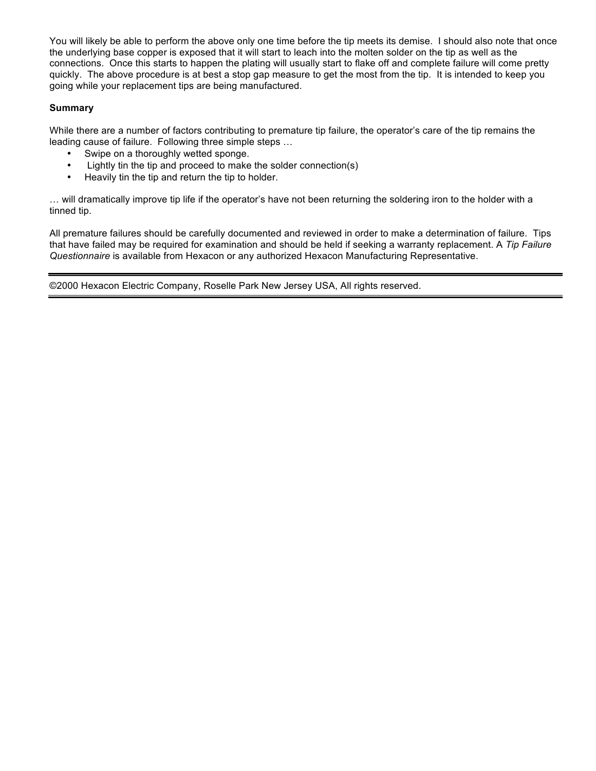You will likely be able to perform the above only one time before the tip meets its demise. I should also note that once the underlying base copper is exposed that it will start to leach into the molten solder on the tip as well as the connections. Once this starts to happen the plating will usually start to flake off and complete failure will come pretty quickly. The above procedure is at best a stop gap measure to get the most from the tip. It is intended to keep you going while your replacement tips are being manufactured.

**Summary**

While there are a number of factors contributing to premature tip failure, the operator's care of the tip remains the leading cause of failure. Following three simple steps …

- Swipe on a thoroughly wetted sponge.
- Lightly tin the tip and proceed to make the solder connection(s)
- Heavily tin the tip and return the tip to holder.

… will dramatically improve tip life if the operator's have not been returning the soldering iron to the holder with a tinned tip.

All premature failures should be carefully documented and reviewed in order to make a determination of failure. Tips that have failed may be required for examination and should be held if seeking a warranty replacement. A *Tip Failure Questionnaire* is available from Hexacon or any authorized Hexacon Manufacturing Representative.

---

©2000 Hexacon Electric Company, Roselle Park New Jersey USA, All rights reserved.

---